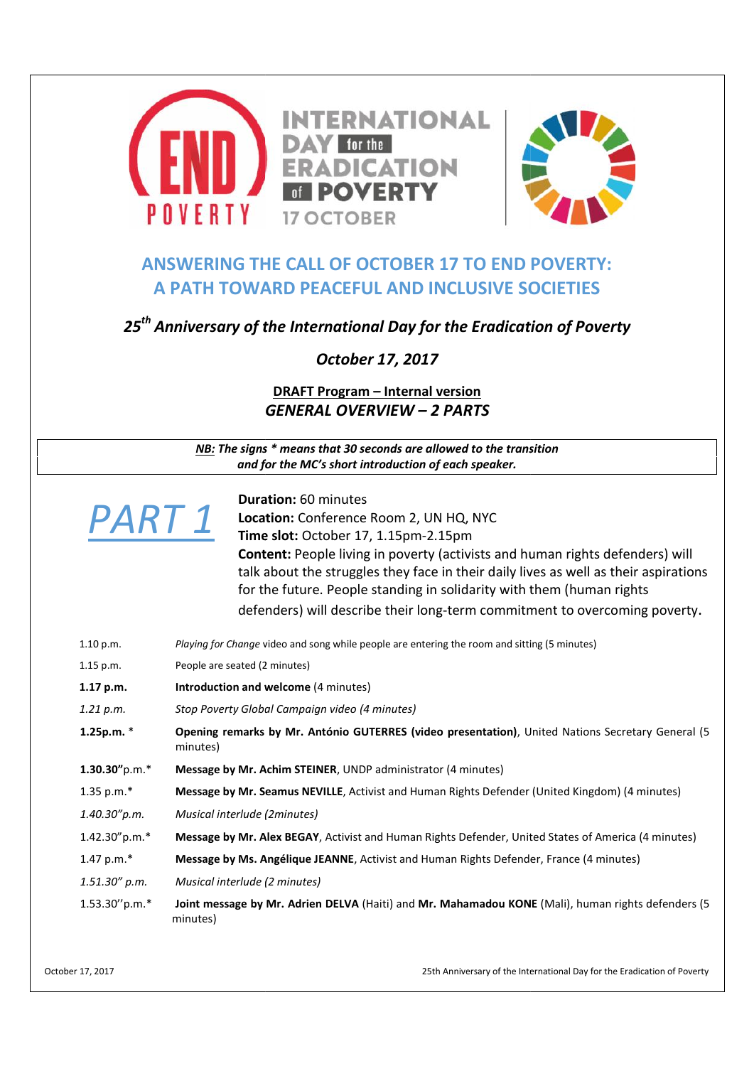INTERNATIONAL DAY for the ERADICATION of POVERTY

17 OCTOBER

END POVERTY

# ANSWERING THE CALL OF OCTOBER 17 TO END POVERTY: A PATH TOWARD PEACEFUL AND INCLUSIVE SOCIETIES

***25th Anniversary of the International Day for the Eradication of Poverty***

***October 17, 2017***

**DRAFT Program – Internal version**

***GENERAL OVERVIEW – 2 PARTS***

***NB:** The signs * means that 30 seconds are allowed to the transition and for the MC's short introduction of each speaker.*

## *PART 1*

**Duration:** 60 minutes
**Location:** Conference Room 2, UN HQ, NYC
**Time slot:** October 17, 1.15pm-2.15pm
**Content:** People living in poverty (activists and human rights defenders) will talk about the struggles they face in their daily lives as well as their aspirations for the future. People standing in solidarity with them (human rights defenders) will describe their long-term commitment to overcoming poverty.

| | |
|---|---|
| 1.10 p.m. | *Playing for Change* video and song while people are entering the room and sitting (5 minutes) |
| 1.15 p.m. | People are seated (2 minutes) |
| **1.17 p.m.** | **Introduction and welcome** (4 minutes) |
| *1.21 p.m.* | *Stop Poverty Global Campaign video (4 minutes)* |
| **1.25p.m.** * | **Opening remarks by Mr. António GUTERRES (video presentation)**, United Nations Secretary General (5 minutes) |
| **1.30.30"**p.m.* | **Message by Mr. Achim STEINER**, UNDP administrator (4 minutes) |
| 1.35 p.m.* | **Message by Mr. Seamus NEVILLE**, Activist and Human Rights Defender (United Kingdom) (4 minutes) |
| *1.40.30"p.m.* | *Musical interlude (2minutes)* |
| 1.42.30"p.m.* | **Message by Mr. Alex BEGAY**, Activist and Human Rights Defender, United States of America (4 minutes) |
| 1.47 p.m.* | **Message by Ms. Angélique JEANNE**, Activist and Human Rights Defender, France (4 minutes) |
| *1.51.30" p.m.* | *Musical interlude (2 minutes)* |
| 1.53.30''p.m.* | **Joint message by Mr. Adrien DELVA** (Haiti) and **Mr. Mahamadou KONE** (Mali), human rights defenders (5 minutes) |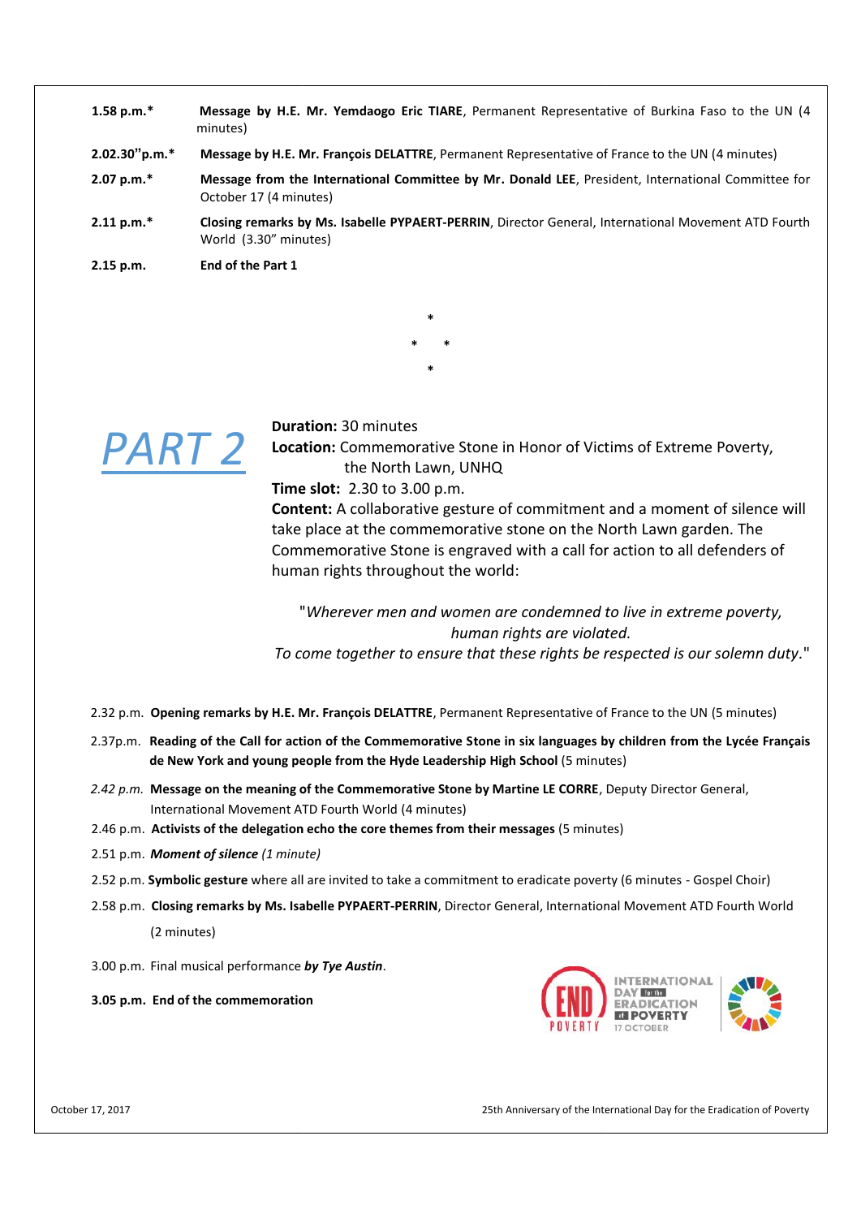**1.58 p.m.*** **Message by H.E. Mr. Yemdaogo Eric TIARE**, Permanent Representative of Burkina Faso to the UN (4 minutes)

**2.02.30"p.m.*** **Message by H.E. Mr. François DELATTRE**, Permanent Representative of France to the UN (4 minutes)

**2.07 p.m.*** **Message from the International Committee by Mr. Donald LEE**, President, International Committee for October 17 (4 minutes)

**2.11 p.m.*** **Closing remarks by Ms. Isabelle PYPAERT-PERRIN**, Director General, International Movement ATD Fourth World (3.30" minutes)

**2.15 p.m.** **End of the Part 1**

*

\* \*

*

## *PART 2*

**Duration:** 30 minutes

**Location:** Commemorative Stone in Honor of Victims of Extreme Poverty, the North Lawn, UNHQ

**Time slot:** 2.30 to 3.00 p.m.

**Content:** A collaborative gesture of commitment and a moment of silence will take place at the commemorative stone on the North Lawn garden. The Commemorative Stone is engraved with a call for action to all defenders of human rights throughout the world:

"*Wherever men and women are condemned to live in extreme poverty, human rights are violated. To come together to ensure that these rights be respected is our solemn duty*."

2.32 p.m. **Opening remarks by H.E. Mr. François DELATTRE**, Permanent Representative of France to the UN (5 minutes)

2.37p.m. **Reading of the Call for action of the Commemorative Stone in six languages by children from the Lycée Français de New York and young people from the Hyde Leadership High School** (5 minutes)

*2.42 p.m.* **Message on the meaning of the Commemorative Stone by Martine LE CORRE**, Deputy Director General, International Movement ATD Fourth World (4 minutes)

2.46 p.m. **Activists of the delegation echo the core themes from their messages** (5 minutes)

2.51 p.m. ***Moment of silence*** *(1 minute)*

2.52 p.m. **Symbolic gesture** where all are invited to take a commitment to eradicate poverty (6 minutes - Gospel Choir)

2.58 p.m. **Closing remarks by Ms. Isabelle PYPAERT-PERRIN**, Director General, International Movement ATD Fourth World (2 minutes)

3.00 p.m. Final musical performance ***by Tye Austin***.

**3.05 p.m. End of the commemoration**